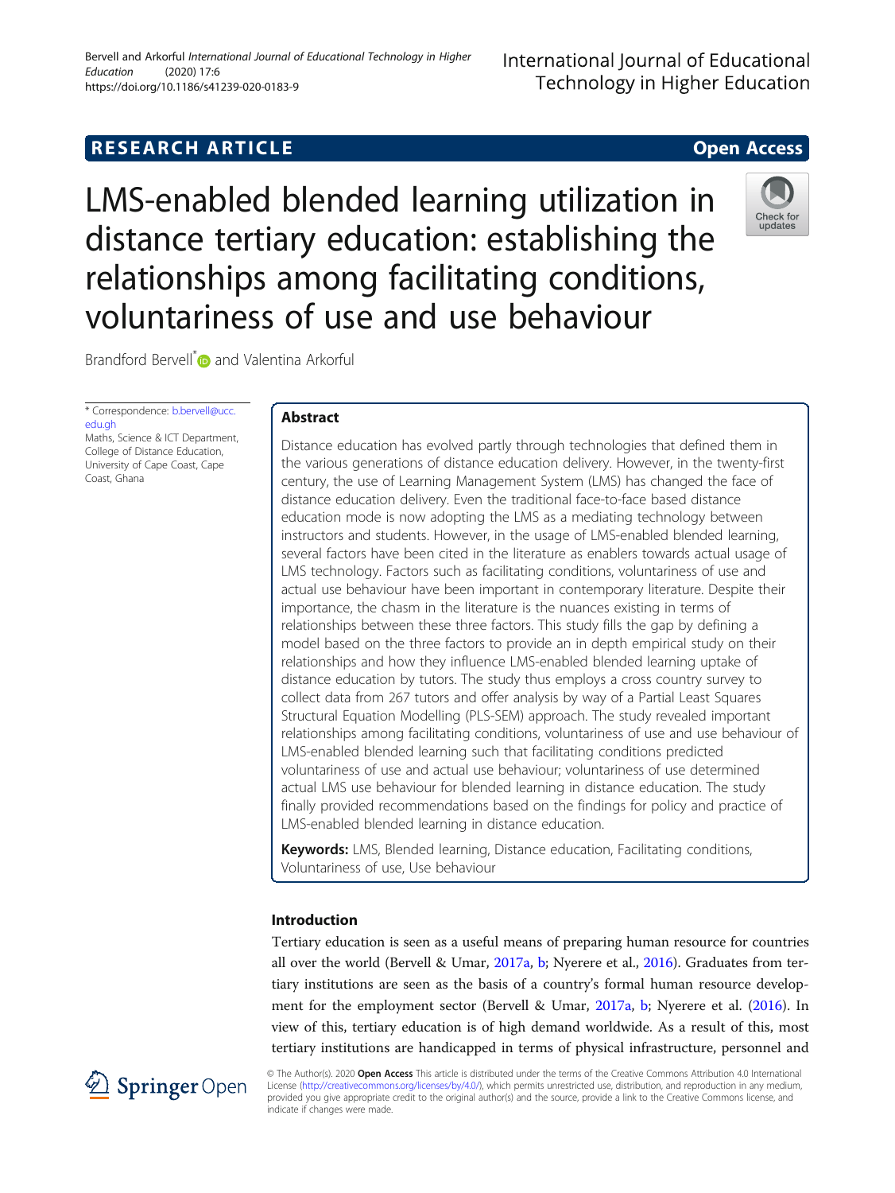RESEARCH ARTICLE

Open Access

# LMS-enabled blended learning utilization in distance tertiary education: establishing the relationships among facilitating conditions, voluntariness of use and use behaviour

Brandford Bervell* and Valentina Arkorful

\* Correspondence: b.bervell@ucc.edu.gh
Maths, Science & ICT Department, College of Distance Education, University of Cape Coast, Cape Coast, Ghana

## Abstract

Distance education has evolved partly through technologies that defined them in the various generations of distance education delivery. However, in the twenty-first century, the use of Learning Management System (LMS) has changed the face of distance education delivery. Even the traditional face-to-face based distance education mode is now adopting the LMS as a mediating technology between instructors and students. However, in the usage of LMS-enabled blended learning, several factors have been cited in the literature as enablers towards actual usage of LMS technology. Factors such as facilitating conditions, voluntariness of use and actual use behaviour have been important in contemporary literature. Despite their importance, the chasm in the literature is the nuances existing in terms of relationships between these three factors. This study fills the gap by defining a model based on the three factors to provide an in depth empirical study on their relationships and how they influence LMS-enabled blended learning uptake of distance education by tutors. The study thus employs a cross country survey to collect data from 267 tutors and offer analysis by way of a Partial Least Squares Structural Equation Modelling (PLS-SEM) approach. The study revealed important relationships among facilitating conditions, voluntariness of use and use behaviour of LMS-enabled blended learning such that facilitating conditions predicted voluntariness of use and actual use behaviour; voluntariness of use determined actual LMS use behaviour for blended learning in distance education. The study finally provided recommendations based on the findings for policy and practice of LMS-enabled blended learning in distance education.

**Keywords:** LMS, Blended learning, Distance education, Facilitating conditions, Voluntariness of use, Use behaviour

## Introduction

Tertiary education is seen as a useful means of preparing human resource for countries all over the world (Bervell & Umar, 2017a, b; Nyerere et al., 2016). Graduates from tertiary institutions are seen as the basis of a country's formal human resource development for the employment sector (Bervell & Umar, 2017a, b; Nyerere et al. (2016). In view of this, tertiary education is of high demand worldwide. As a result of this, most tertiary institutions are handicapped in terms of physical infrastructure, personnel and

© The Author(s). 2020 **Open Access** This article is distributed under the terms of the Creative Commons Attribution 4.0 International License (http://creativecommons.org/licenses/by/4.0/), which permits unrestricted use, distribution, and reproduction in any medium, provided you give appropriate credit to the original author(s) and the source, provide a link to the Creative Commons license, and indicate if changes were made.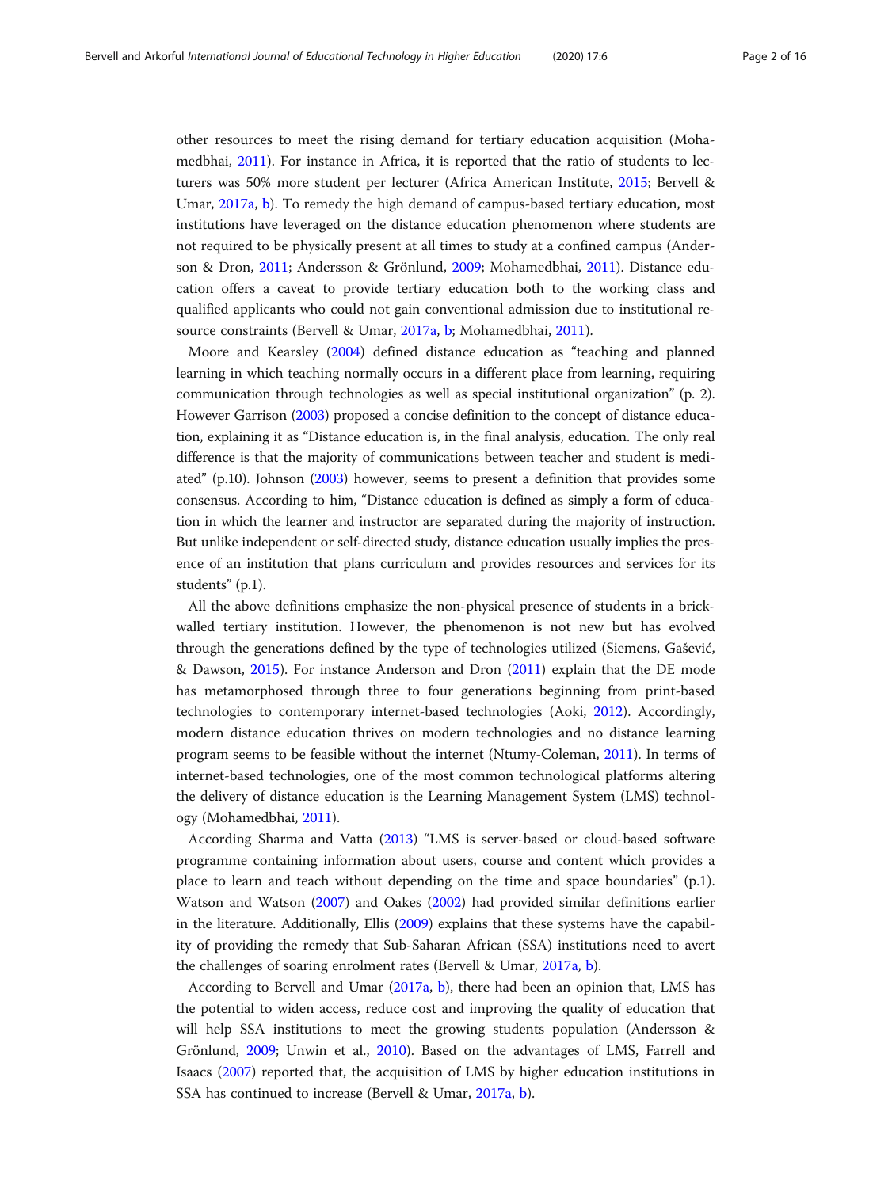other resources to meet the rising demand for tertiary education acquisition (Mohamedbhai, 2011). For instance in Africa, it is reported that the ratio of students to lecturers was 50% more student per lecturer (Africa American Institute, 2015; Bervell & Umar, 2017a, b). To remedy the high demand of campus-based tertiary education, most institutions have leveraged on the distance education phenomenon where students are not required to be physically present at all times to study at a confined campus (Anderson & Dron, 2011; Andersson & Grönlund, 2009; Mohamedbhai, 2011). Distance education offers a caveat to provide tertiary education both to the working class and qualified applicants who could not gain conventional admission due to institutional resource constraints (Bervell & Umar, 2017a, b; Mohamedbhai, 2011).

Moore and Kearsley (2004) defined distance education as "teaching and planned learning in which teaching normally occurs in a different place from learning, requiring communication through technologies as well as special institutional organization" (p. 2). However Garrison (2003) proposed a concise definition to the concept of distance education, explaining it as "Distance education is, in the final analysis, education. The only real difference is that the majority of communications between teacher and student is mediated" (p.10). Johnson (2003) however, seems to present a definition that provides some consensus. According to him, "Distance education is defined as simply a form of education in which the learner and instructor are separated during the majority of instruction. But unlike independent or self-directed study, distance education usually implies the presence of an institution that plans curriculum and provides resources and services for its students" (p.1).

All the above definitions emphasize the non-physical presence of students in a brick-walled tertiary institution. However, the phenomenon is not new but has evolved through the generations defined by the type of technologies utilized (Siemens, Gašević, & Dawson, 2015). For instance Anderson and Dron (2011) explain that the DE mode has metamorphosed through three to four generations beginning from print-based technologies to contemporary internet-based technologies (Aoki, 2012). Accordingly, modern distance education thrives on modern technologies and no distance learning program seems to be feasible without the internet (Ntumy-Coleman, 2011). In terms of internet-based technologies, one of the most common technological platforms altering the delivery of distance education is the Learning Management System (LMS) technology (Mohamedbhai, 2011).

According Sharma and Vatta (2013) "LMS is server-based or cloud-based software programme containing information about users, course and content which provides a place to learn and teach without depending on the time and space boundaries" (p.1). Watson and Watson (2007) and Oakes (2002) had provided similar definitions earlier in the literature. Additionally, Ellis (2009) explains that these systems have the capability of providing the remedy that Sub-Saharan African (SSA) institutions need to avert the challenges of soaring enrolment rates (Bervell & Umar, 2017a, b).

According to Bervell and Umar (2017a, b), there had been an opinion that, LMS has the potential to widen access, reduce cost and improving the quality of education that will help SSA institutions to meet the growing students population (Andersson & Grönlund, 2009; Unwin et al., 2010). Based on the advantages of LMS, Farrell and Isaacs (2007) reported that, the acquisition of LMS by higher education institutions in SSA has continued to increase (Bervell & Umar, 2017a, b).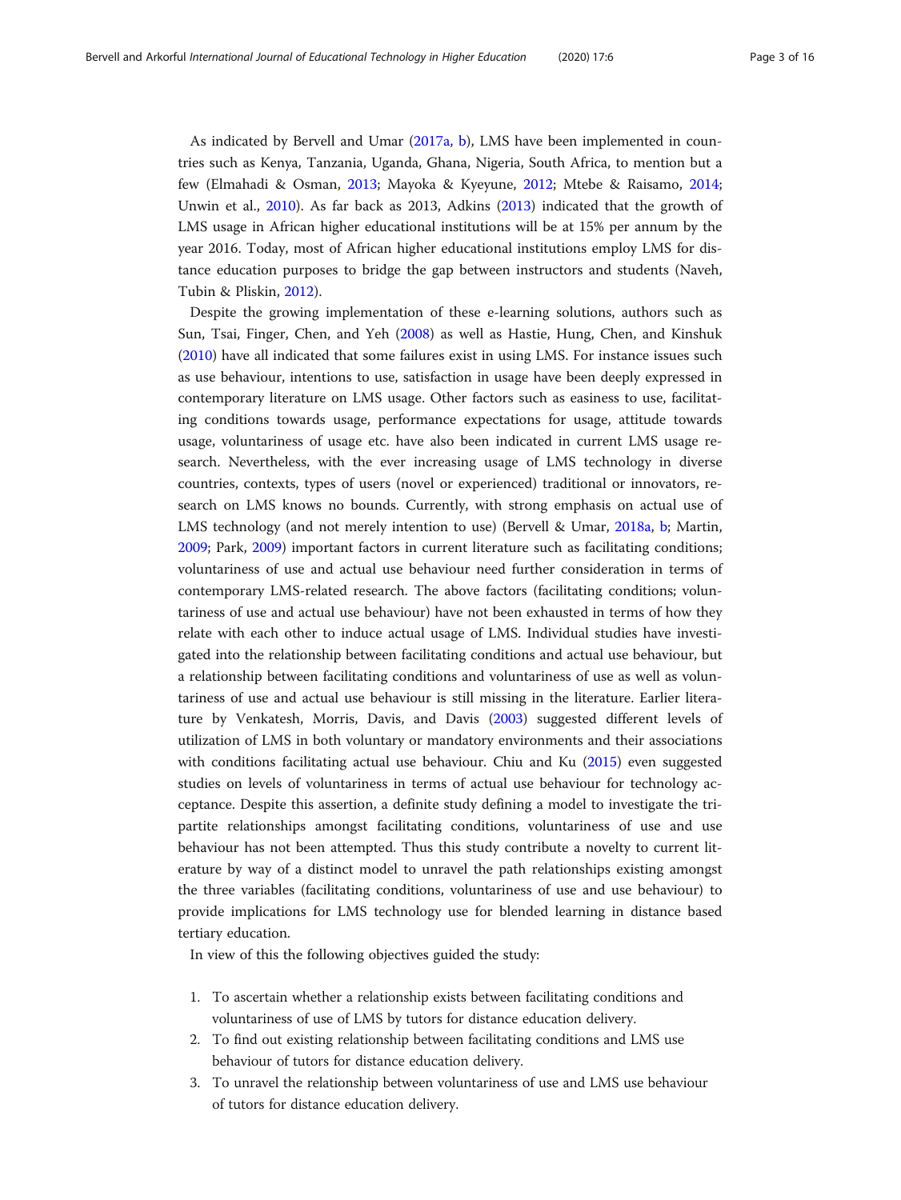As indicated by Bervell and Umar (2017a, b), LMS have been implemented in countries such as Kenya, Tanzania, Uganda, Ghana, Nigeria, South Africa, to mention but a few (Elmahadi & Osman, 2013; Mayoka & Kyeyune, 2012; Mtebe & Raisamo, 2014; Unwin et al., 2010). As far back as 2013, Adkins (2013) indicated that the growth of LMS usage in African higher educational institutions will be at 15% per annum by the year 2016. Today, most of African higher educational institutions employ LMS for distance education purposes to bridge the gap between instructors and students (Naveh, Tubin & Pliskin, 2012).

Despite the growing implementation of these e-learning solutions, authors such as Sun, Tsai, Finger, Chen, and Yeh (2008) as well as Hastie, Hung, Chen, and Kinshuk (2010) have all indicated that some failures exist in using LMS. For instance issues such as use behaviour, intentions to use, satisfaction in usage have been deeply expressed in contemporary literature on LMS usage. Other factors such as easiness to use, facilitating conditions towards usage, performance expectations for usage, attitude towards usage, voluntariness of usage etc. have also been indicated in current LMS usage research. Nevertheless, with the ever increasing usage of LMS technology in diverse countries, contexts, types of users (novel or experienced) traditional or innovators, research on LMS knows no bounds. Currently, with strong emphasis on actual use of LMS technology (and not merely intention to use) (Bervell & Umar, 2018a, b; Martin, 2009; Park, 2009) important factors in current literature such as facilitating conditions; voluntariness of use and actual use behaviour need further consideration in terms of contemporary LMS-related research. The above factors (facilitating conditions; voluntariness of use and actual use behaviour) have not been exhausted in terms of how they relate with each other to induce actual usage of LMS. Individual studies have investigated into the relationship between facilitating conditions and actual use behaviour, but a relationship between facilitating conditions and voluntariness of use as well as voluntariness of use and actual use behaviour is still missing in the literature. Earlier literature by Venkatesh, Morris, Davis, and Davis (2003) suggested different levels of utilization of LMS in both voluntary or mandatory environments and their associations with conditions facilitating actual use behaviour. Chiu and Ku (2015) even suggested studies on levels of voluntariness in terms of actual use behaviour for technology acceptance. Despite this assertion, a definite study defining a model to investigate the tripartite relationships amongst facilitating conditions, voluntariness of use and use behaviour has not been attempted. Thus this study contribute a novelty to current literature by way of a distinct model to unravel the path relationships existing amongst the three variables (facilitating conditions, voluntariness of use and use behaviour) to provide implications for LMS technology use for blended learning in distance based tertiary education.

In view of this the following objectives guided the study:

1. To ascertain whether a relationship exists between facilitating conditions and voluntariness of use of LMS by tutors for distance education delivery.
2. To find out existing relationship between facilitating conditions and LMS use behaviour of tutors for distance education delivery.
3. To unravel the relationship between voluntariness of use and LMS use behaviour of tutors for distance education delivery.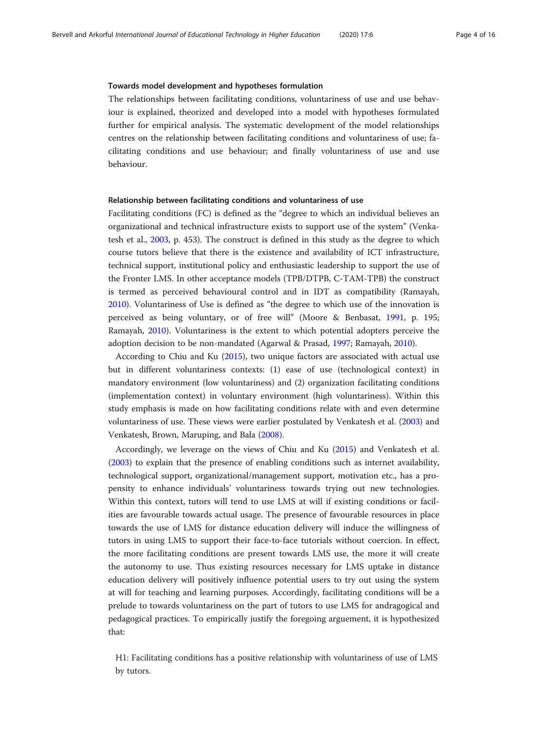### Towards model development and hypotheses formulation

The relationships between facilitating conditions, voluntariness of use and use behaviour is explained, theorized and developed into a model with hypotheses formulated further for empirical analysis. The systematic development of the model relationships centres on the relationship between facilitating conditions and voluntariness of use; facilitating conditions and use behaviour; and finally voluntariness of use and use behaviour.

### Relationship between facilitating conditions and voluntariness of use

Facilitating conditions (FC) is defined as the "degree to which an individual believes an organizational and technical infrastructure exists to support use of the system" (Venkatesh et al., 2003, p. 453). The construct is defined in this study as the degree to which course tutors believe that there is the existence and availability of ICT infrastructure, technical support, institutional policy and enthusiastic leadership to support the use of the Fronter LMS. In other acceptance models (TPB/DTPB, C-TAM-TPB) the construct is termed as perceived behavioural control and in IDT as compatibility (Ramayah, 2010). Voluntariness of Use is defined as "the degree to which use of the innovation is perceived as being voluntary, or of free will" (Moore & Benbasat, 1991, p. 195; Ramayah, 2010). Voluntariness is the extent to which potential adopters perceive the adoption decision to be non-mandated (Agarwal & Prasad, 1997; Ramayah, 2010).

According to Chiu and Ku (2015), two unique factors are associated with actual use but in different voluntariness contexts: (1) ease of use (technological context) in mandatory environment (low voluntariness) and (2) organization facilitating conditions (implementation context) in voluntary environment (high voluntariness). Within this study emphasis is made on how facilitating conditions relate with and even determine voluntariness of use. These views were earlier postulated by Venkatesh et al. (2003) and Venkatesh, Brown, Maruping, and Bala (2008).

Accordingly, we leverage on the views of Chiu and Ku (2015) and Venkatesh et al. (2003) to explain that the presence of enabling conditions such as internet availability, technological support, organizational/management support, motivation etc., has a propensity to enhance individuals' voluntariness towards trying out new technologies. Within this context, tutors will tend to use LMS at will if existing conditions or facilities are favourable towards actual usage. The presence of favourable resources in place towards the use of LMS for distance education delivery will induce the willingness of tutors in using LMS to support their face-to-face tutorials without coercion. In effect, the more facilitating conditions are present towards LMS use, the more it will create the autonomy to use. Thus existing resources necessary for LMS uptake in distance education delivery will positively influence potential users to try out using the system at will for teaching and learning purposes. Accordingly, facilitating conditions will be a prelude to towards voluntariness on the part of tutors to use LMS for andragogical and pedagogical practices. To empirically justify the foregoing arguement, it is hypothesized that:

H1: Facilitating conditions has a positive relationship with voluntariness of use of LMS by tutors.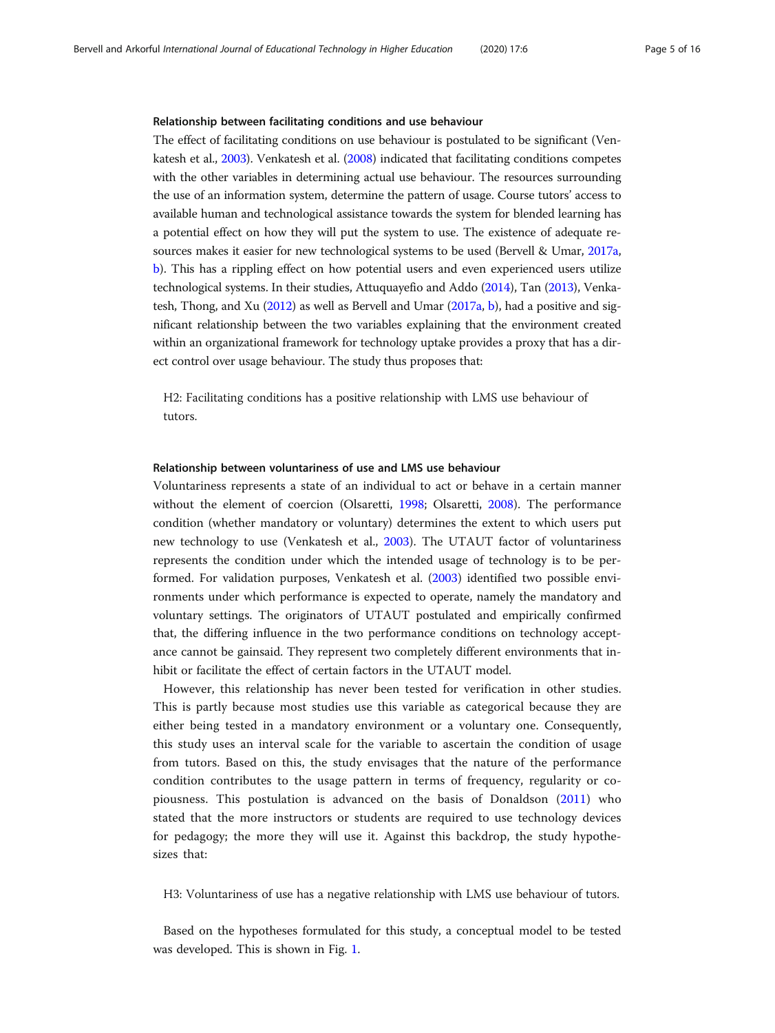### Relationship between facilitating conditions and use behaviour

The effect of facilitating conditions on use behaviour is postulated to be significant (Venkatesh et al., 2003). Venkatesh et al. (2008) indicated that facilitating conditions competes with the other variables in determining actual use behaviour. The resources surrounding the use of an information system, determine the pattern of usage. Course tutors' access to available human and technological assistance towards the system for blended learning has a potential effect on how they will put the system to use. The existence of adequate resources makes it easier for new technological systems to be used (Bervell & Umar, 2017a, b). This has a rippling effect on how potential users and even experienced users utilize technological systems. In their studies, Attuquayefio and Addo (2014), Tan (2013), Venkatesh, Thong, and Xu (2012) as well as Bervell and Umar (2017a, b), had a positive and significant relationship between the two variables explaining that the environment created within an organizational framework for technology uptake provides a proxy that has a direct control over usage behaviour. The study thus proposes that:

> H2: Facilitating conditions has a positive relationship with LMS use behaviour of tutors.

### Relationship between voluntariness of use and LMS use behaviour

Voluntariness represents a state of an individual to act or behave in a certain manner without the element of coercion (Olsaretti, 1998; Olsaretti, 2008). The performance condition (whether mandatory or voluntary) determines the extent to which users put new technology to use (Venkatesh et al., 2003). The UTAUT factor of voluntariness represents the condition under which the intended usage of technology is to be performed. For validation purposes, Venkatesh et al. (2003) identified two possible environments under which performance is expected to operate, namely the mandatory and voluntary settings. The originators of UTAUT postulated and empirically confirmed that, the differing influence in the two performance conditions on technology acceptance cannot be gainsaid. They represent two completely different environments that inhibit or facilitate the effect of certain factors in the UTAUT model.

However, this relationship has never been tested for verification in other studies. This is partly because most studies use this variable as categorical because they are either being tested in a mandatory environment or a voluntary one. Consequently, this study uses an interval scale for the variable to ascertain the condition of usage from tutors. Based on this, the study envisages that the nature of the performance condition contributes to the usage pattern in terms of frequency, regularity or copiousness. This postulation is advanced on the basis of Donaldson (2011) who stated that the more instructors or students are required to use technology devices for pedagogy; the more they will use it. Against this backdrop, the study hypothesizes that:

> H3: Voluntariness of use has a negative relationship with LMS use behaviour of tutors.

Based on the hypotheses formulated for this study, a conceptual model to be tested was developed. This is shown in Fig. 1.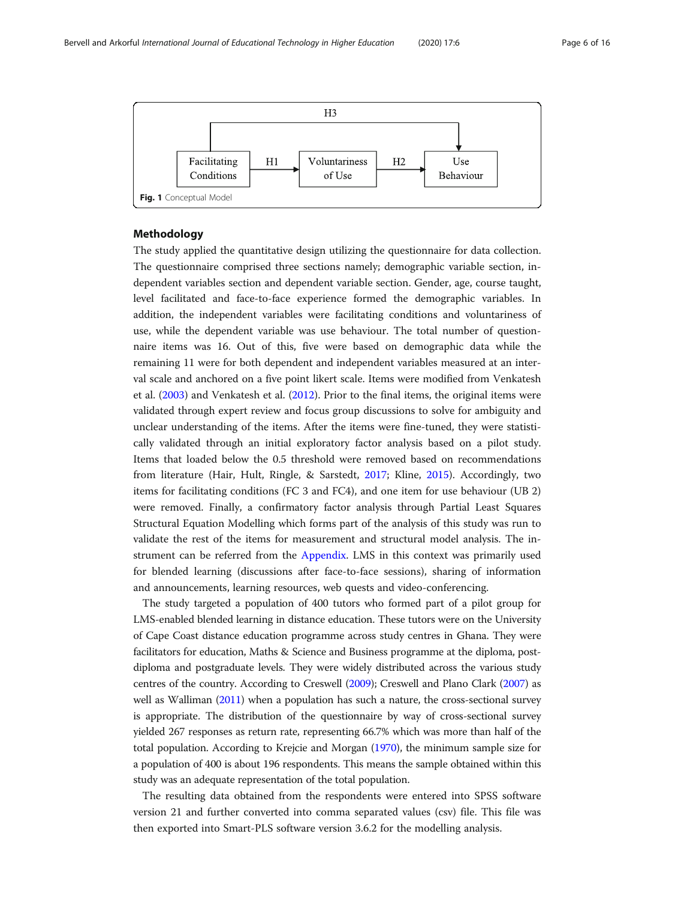H3

Facilitating Conditions

H1

Voluntariness of Use

H2

Use Behaviour

**Fig. 1** Conceptual Model

## Methodology

The study applied the quantitative design utilizing the questionnaire for data collection. The questionnaire comprised three sections namely; demographic variable section, independent variables section and dependent variable section. Gender, age, course taught, level facilitated and face-to-face experience formed the demographic variables. In addition, the independent variables were facilitating conditions and voluntariness of use, while the dependent variable was use behaviour. The total number of questionnaire items was 16. Out of this, five were based on demographic data while the remaining 11 were for both dependent and independent variables measured at an interval scale and anchored on a five point likert scale. Items were modified from Venkatesh et al. (2003) and Venkatesh et al. (2012). Prior to the final items, the original items were validated through expert review and focus group discussions to solve for ambiguity and unclear understanding of the items. After the items were fine-tuned, they were statistically validated through an initial exploratory factor analysis based on a pilot study. Items that loaded below the 0.5 threshold were removed based on recommendations from literature (Hair, Hult, Ringle, & Sarstedt, 2017; Kline, 2015). Accordingly, two items for facilitating conditions (FC 3 and FC4), and one item for use behaviour (UB 2) were removed. Finally, a confirmatory factor analysis through Partial Least Squares Structural Equation Modelling which forms part of the analysis of this study was run to validate the rest of the items for measurement and structural model analysis. The instrument can be referred from the Appendix. LMS in this context was primarily used for blended learning (discussions after face-to-face sessions), sharing of information and announcements, learning resources, web quests and video-conferencing.

The study targeted a population of 400 tutors who formed part of a pilot group for LMS-enabled blended learning in distance education. These tutors were on the University of Cape Coast distance education programme across study centres in Ghana. They were facilitators for education, Maths & Science and Business programme at the diploma, post-diploma and postgraduate levels. They were widely distributed across the various study centres of the country. According to Creswell (2009); Creswell and Plano Clark (2007) as well as Walliman (2011) when a population has such a nature, the cross-sectional survey is appropriate. The distribution of the questionnaire by way of cross-sectional survey yielded 267 responses as return rate, representing 66.7% which was more than half of the total population. According to Krejcie and Morgan (1970), the minimum sample size for a population of 400 is about 196 respondents. This means the sample obtained within this study was an adequate representation of the total population.

The resulting data obtained from the respondents were entered into SPSS software version 21 and further converted into comma separated values (csv) file. This file was then exported into Smart-PLS software version 3.6.2 for the modelling analysis.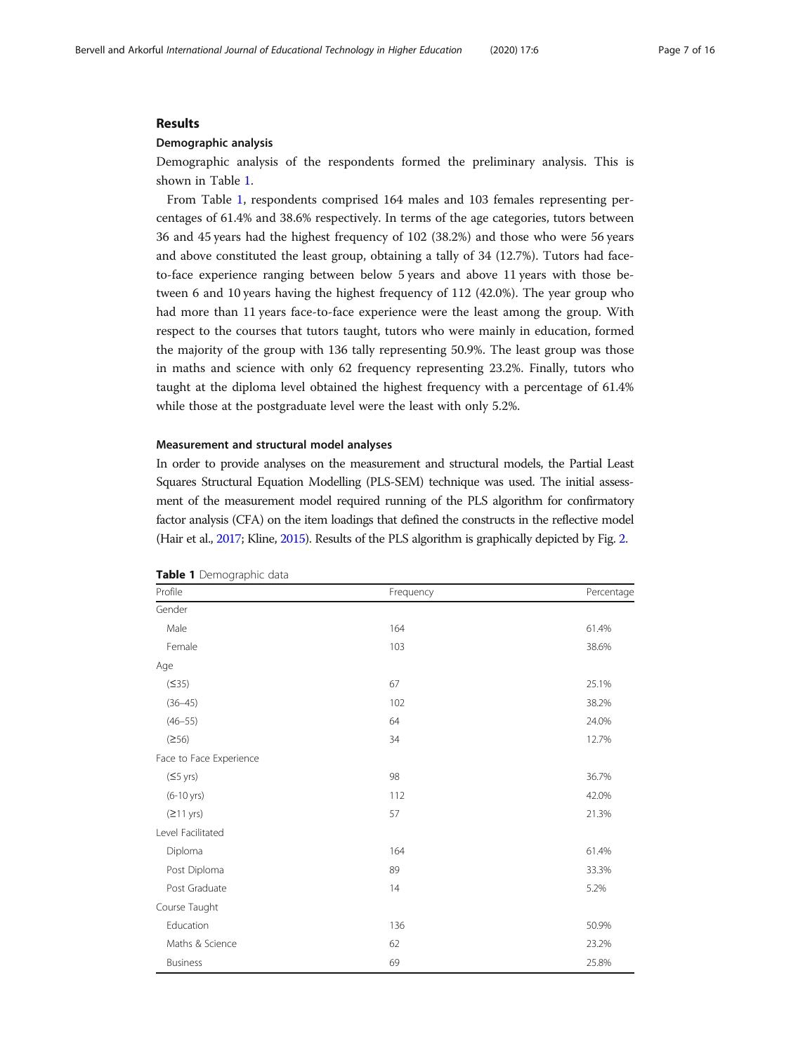## Results

### Demographic analysis

Demographic analysis of the respondents formed the preliminary analysis. This is shown in Table 1.

From Table 1, respondents comprised 164 males and 103 females representing percentages of 61.4% and 38.6% respectively. In terms of the age categories, tutors between 36 and 45 years had the highest frequency of 102 (38.2%) and those who were 56 years and above constituted the least group, obtaining a tally of 34 (12.7%). Tutors had face-to-face experience ranging between below 5 years and above 11 years with those between 6 and 10 years having the highest frequency of 112 (42.0%). The year group who had more than 11 years face-to-face experience were the least among the group. With respect to the courses that tutors taught, tutors who were mainly in education, formed the majority of the group with 136 tally representing 50.9%. The least group was those in maths and science with only 62 frequency representing 23.2%. Finally, tutors who taught at the diploma level obtained the highest frequency with a percentage of 61.4% while those at the postgraduate level were the least with only 5.2%.

### Measurement and structural model analyses

In order to provide analyses on the measurement and structural models, the Partial Least Squares Structural Equation Modelling (PLS-SEM) technique was used. The initial assessment of the measurement model required running of the PLS algorithm for confirmatory factor analysis (CFA) on the item loadings that defined the constructs in the reflective model (Hair et al., 2017; Kline, 2015). Results of the PLS algorithm is graphically depicted by Fig. 2.

**Table 1** Demographic data

| Profile | Frequency | Percentage |
|---|---|---|
| Gender | | |
| Male | 164 | 61.4% |
| Female | 103 | 38.6% |
| Age | | |
| (≤35) | 67 | 25.1% |
| (36–45) | 102 | 38.2% |
| (46–55) | 64 | 24.0% |
| (≥56) | 34 | 12.7% |
| Face to Face Experience | | |
| (≤5 yrs) | 98 | 36.7% |
| (6-10 yrs) | 112 | 42.0% |
| (≥11 yrs) | 57 | 21.3% |
| Level Facilitated | | |
| Diploma | 164 | 61.4% |
| Post Diploma | 89 | 33.3% |
| Post Graduate | 14 | 5.2% |
| Course Taught | | |
| Education | 136 | 50.9% |
| Maths & Science | 62 | 23.2% |
| Business | 69 | 25.8% |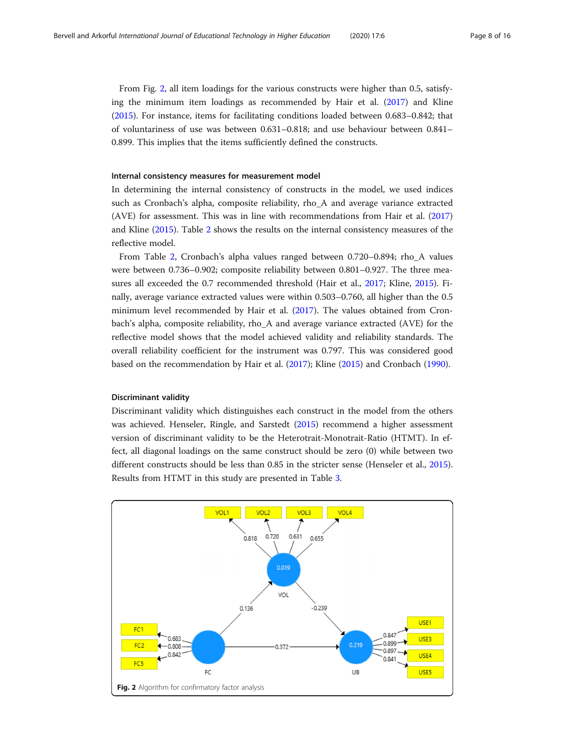From Fig. 2, all item loadings for the various constructs were higher than 0.5, satisfying the minimum item loadings as recommended by Hair et al. (2017) and Kline (2015). For instance, items for facilitating conditions loaded between 0.683–0.842; that of voluntariness of use was between 0.631–0.818; and use behaviour between 0.841–0.899. This implies that the items sufficiently defined the constructs.

### Internal consistency measures for measurement model

In determining the internal consistency of constructs in the model, we used indices such as Cronbach's alpha, composite reliability, rho_A and average variance extracted (AVE) for assessment. This was in line with recommendations from Hair et al. (2017) and Kline (2015). Table 2 shows the results on the internal consistency measures of the reflective model.

From Table 2, Cronbach's alpha values ranged between 0.720–0.894; rho_A values were between 0.736–0.902; composite reliability between 0.801–0.927. The three measures all exceeded the 0.7 recommended threshold (Hair et al., 2017; Kline, 2015). Finally, average variance extracted values were within 0.503–0.760, all higher than the 0.5 minimum level recommended by Hair et al. (2017). The values obtained from Cronbach's alpha, composite reliability, rho_A and average variance extracted (AVE) for the reflective model shows that the model achieved validity and reliability standards. The overall reliability coefficient for the instrument was 0.797. This was considered good based on the recommendation by Hair et al. (2017); Kline (2015) and Cronbach (1990).

### Discriminant validity

Discriminant validity which distinguishes each construct in the model from the others was achieved. Henseler, Ringle, and Sarstedt (2015) recommend a higher assessment version of discriminant validity to be the Heterotrait-Monotrait-Ratio (HTMT). In effect, all diagonal loadings on the same construct should be zero (0) while between two different constructs should be less than 0.85 in the stricter sense (Henseler et al., 2015). Results from HTMT in this study are presented in Table 3.

VOL1 VOL2 VOL3 VOL4
0.818 0.720 0.631 0.655
0.019
VOL
0.136 -0.239
FC1 0.683
FC2 0.808
FC5 0.842
FC
0.372
0.219
UB
0.847 USE1
0.899 USE3
0.897 USE4
0.841 USE5

**Fig. 2** Algorithm for confirmatory factor analysis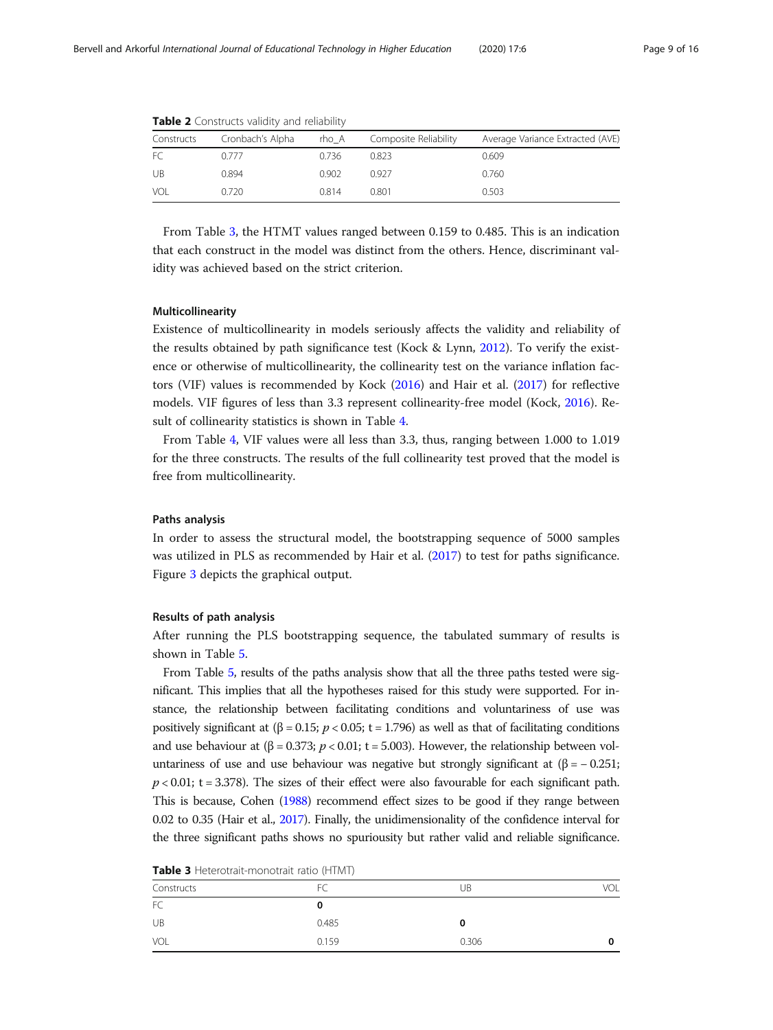**Table 2** Constructs validity and reliability

| Constructs | Cronbach's Alpha | rho_A | Composite Reliability | Average Variance Extracted (AVE) |
|---|---|---|---|---|
| FC | 0.777 | 0.736 | 0.823 | 0.609 |
| UB | 0.894 | 0.902 | 0.927 | 0.760 |
| VOL | 0.720 | 0.814 | 0.801 | 0.503 |

From Table 3, the HTMT values ranged between 0.159 to 0.485. This is an indication that each construct in the model was distinct from the others. Hence, discriminant validity was achieved based on the strict criterion.

### Multicollinearity

Existence of multicollinearity in models seriously affects the validity and reliability of the results obtained by path significance test (Kock & Lynn, 2012). To verify the existence or otherwise of multicollinearity, the collinearity test on the variance inflation factors (VIF) values is recommended by Kock (2016) and Hair et al. (2017) for reflective models. VIF figures of less than 3.3 represent collinearity-free model (Kock, 2016). Result of collinearity statistics is shown in Table 4.

From Table 4, VIF values were all less than 3.3, thus, ranging between 1.000 to 1.019 for the three constructs. The results of the full collinearity test proved that the model is free from multicollinearity.

### Paths analysis

In order to assess the structural model, the bootstrapping sequence of 5000 samples was utilized in PLS as recommended by Hair et al. (2017) to test for paths significance. Figure 3 depicts the graphical output.

### Results of path analysis

After running the PLS bootstrapping sequence, the tabulated summary of results is shown in Table 5.

From Table 5, results of the paths analysis show that all the three paths tested were significant. This implies that all the hypotheses raised for this study were supported. For instance, the relationship between facilitating conditions and voluntariness of use was positively significant at ($\beta = 0.15$; $p < 0.05$; $t = 1.796$) as well as that of facilitating conditions and use behaviour at ($\beta = 0.373$; $p < 0.01$; $t = 5.003$). However, the relationship between voluntariness of use and use behaviour was negative but strongly significant at ($\beta = -0.251$; $p < 0.01$; $t = 3.378$). The sizes of their effect were also favourable for each significant path. This is because, Cohen (1988) recommend effect sizes to be good if they range between 0.02 to 0.35 (Hair et al., 2017). Finally, the unidimensionality of the confidence interval for the three significant paths shows no spuriousity but rather valid and reliable significance.

**Table 3** Heterotrait-monotrait ratio (HTMT)

| Constructs | FC | UB | VOL |
|---|---|---|---|
| FC | **0** | | |
| UB | 0.485 | **0** | |
| VOL | 0.159 | 0.306 | **0** |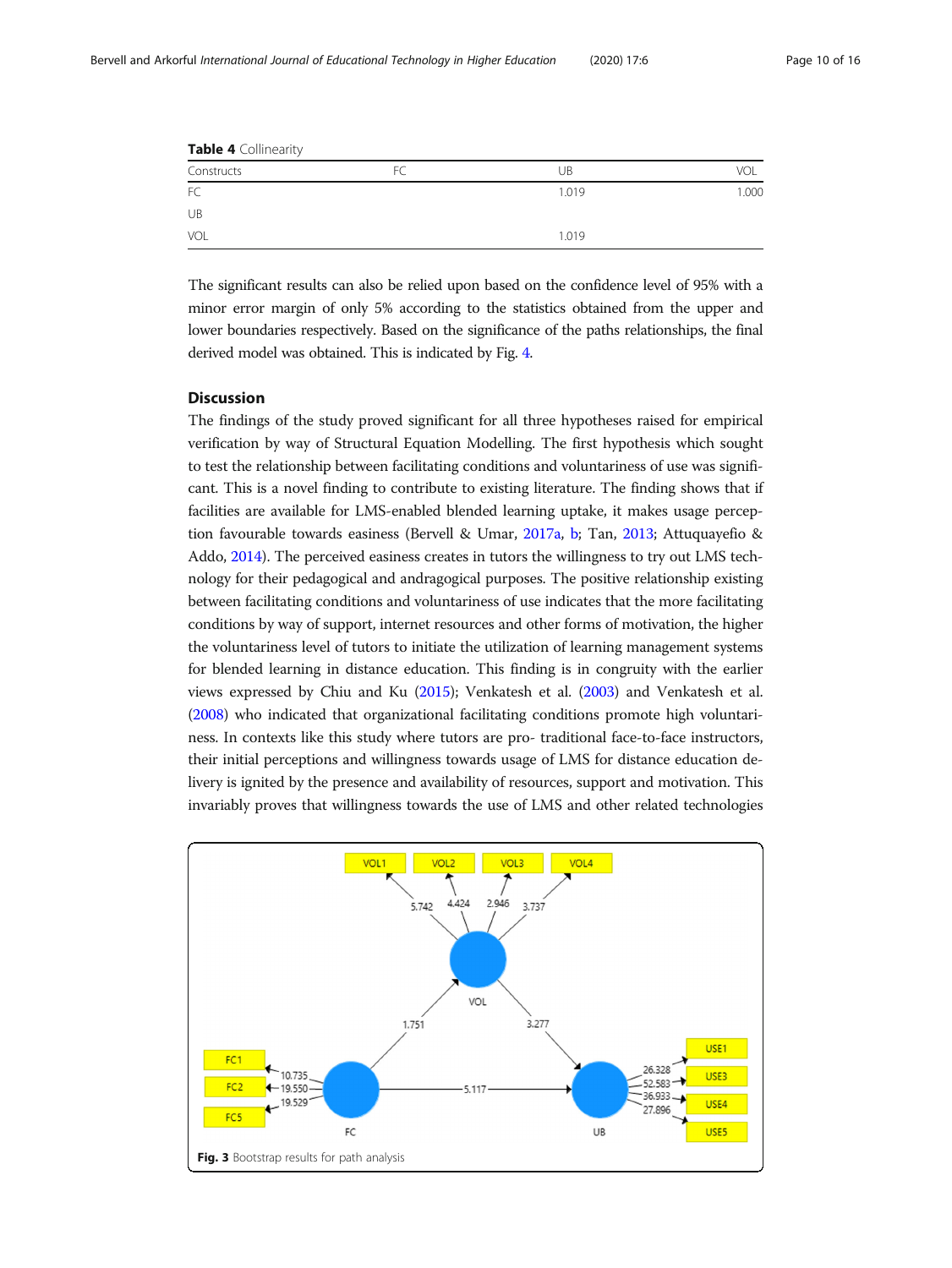**Table 4** Collinearity

| Constructs | FC | UB | VOL |
|---|---|---|---|
| FC | | 1.019 | 1.000 |
| UB | | | |
| VOL | | 1.019 | |

The significant results can also be relied upon based on the confidence level of 95% with a minor error margin of only 5% according to the statistics obtained from the upper and lower boundaries respectively. Based on the significance of the paths relationships, the final derived model was obtained. This is indicated by Fig. 4.

## Discussion

The findings of the study proved significant for all three hypotheses raised for empirical verification by way of Structural Equation Modelling. The first hypothesis which sought to test the relationship between facilitating conditions and voluntariness of use was significant. This is a novel finding to contribute to existing literature. The finding shows that if facilities are available for LMS-enabled blended learning uptake, it makes usage perception favourable towards easiness (Bervell & Umar, 2017a, b; Tan, 2013; Attuquayefio & Addo, 2014). The perceived easiness creates in tutors the willingness to try out LMS technology for their pedagogical and andragogical purposes. The positive relationship existing between facilitating conditions and voluntariness of use indicates that the more facilitating conditions by way of support, internet resources and other forms of motivation, the higher the voluntariness level of tutors to initiate the utilization of learning management systems for blended learning in distance education. This finding is in congruity with the earlier views expressed by Chiu and Ku (2015); Venkatesh et al. (2003) and Venkatesh et al. (2008) who indicated that organizational facilitating conditions promote high voluntariness. In contexts like this study where tutors are pro- traditional face-to-face instructors, their initial perceptions and willingness towards usage of LMS for distance education delivery is ignited by the presence and availability of resources, support and motivation. This invariably proves that willingness towards the use of LMS and other related technologies

VOL1
VOL2
VOL3
VOL4
5.742
4.424
2.946
3.737
VOL
1.751
3.277
FC1
FC2
FC5
10.735
19.550
19.529
5.117
FC
UB
USE1
USE3
USE4
USE5
26.328
52.583
36.933
27.896

**Fig. 3** Bootstrap results for path analysis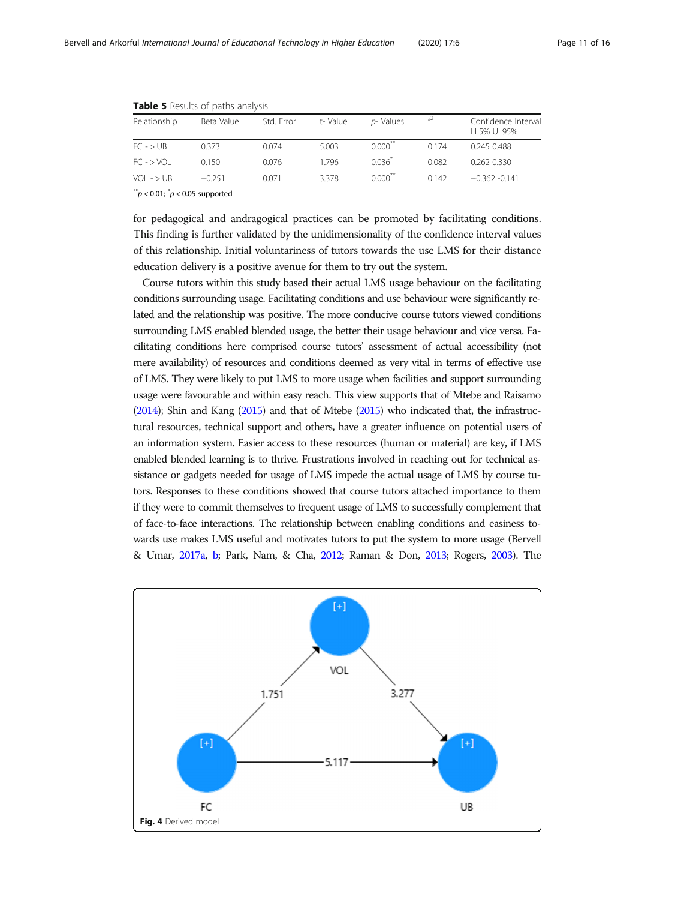**Table 5** Results of paths analysis

| Relationship | Beta Value | Std. Error | t- Value | *p*- Values | $f^2$ | Confidence Interval LL5% UL95% |
|---|---|---|---|---|---|---|
| FC - > UB | 0.373 | 0.074 | 5.003 | 0.000** | 0.174 | 0.245 0.488 |
| FC - > VOL | 0.150 | 0.076 | 1.796 | 0.036* | 0.082 | 0.262 0.330 |
| VOL - > UB | −0.251 | 0.071 | 3.378 | 0.000** | 0.142 | −0.362 -0.141 |

** $p < 0.01$; * $p < 0.05$ supported

for pedagogical and andragogical practices can be promoted by facilitating conditions. This finding is further validated by the unidimensionality of the confidence interval values of this relationship. Initial voluntariness of tutors towards the use LMS for their distance education delivery is a positive avenue for them to try out the system.

Course tutors within this study based their actual LMS usage behaviour on the facilitating conditions surrounding usage. Facilitating conditions and use behaviour were significantly related and the relationship was positive. The more conducive course tutors viewed conditions surrounding LMS enabled blended usage, the better their usage behaviour and vice versa. Facilitating conditions here comprised course tutors' assessment of actual accessibility (not mere availability) of resources and conditions deemed as very vital in terms of effective use of LMS. They were likely to put LMS to more usage when facilities and support surrounding usage were favourable and within easy reach. This view supports that of Mtebe and Raisamo (2014); Shin and Kang (2015) and that of Mtebe (2015) who indicated that, the infrastructural resources, technical support and others, have a greater influence on potential users of an information system. Easier access to these resources (human or material) are key, if LMS enabled blended learning is to thrive. Frustrations involved in reaching out for technical assistance or gadgets needed for usage of LMS impede the actual usage of LMS by course tutors. Responses to these conditions showed that course tutors attached importance to them if they were to commit themselves to frequent usage of LMS to successfully complement that of face-to-face interactions. The relationship between enabling conditions and easiness towards use makes LMS useful and motivates tutors to put the system to more usage (Bervell & Umar, 2017a, b; Park, Nam, & Cha, 2012; Raman & Don, 2013; Rogers, 2003). The

[+]
VOL
[+]
FC
[+]
UB
1.751
3.277
5.117

**Fig. 4** Derived model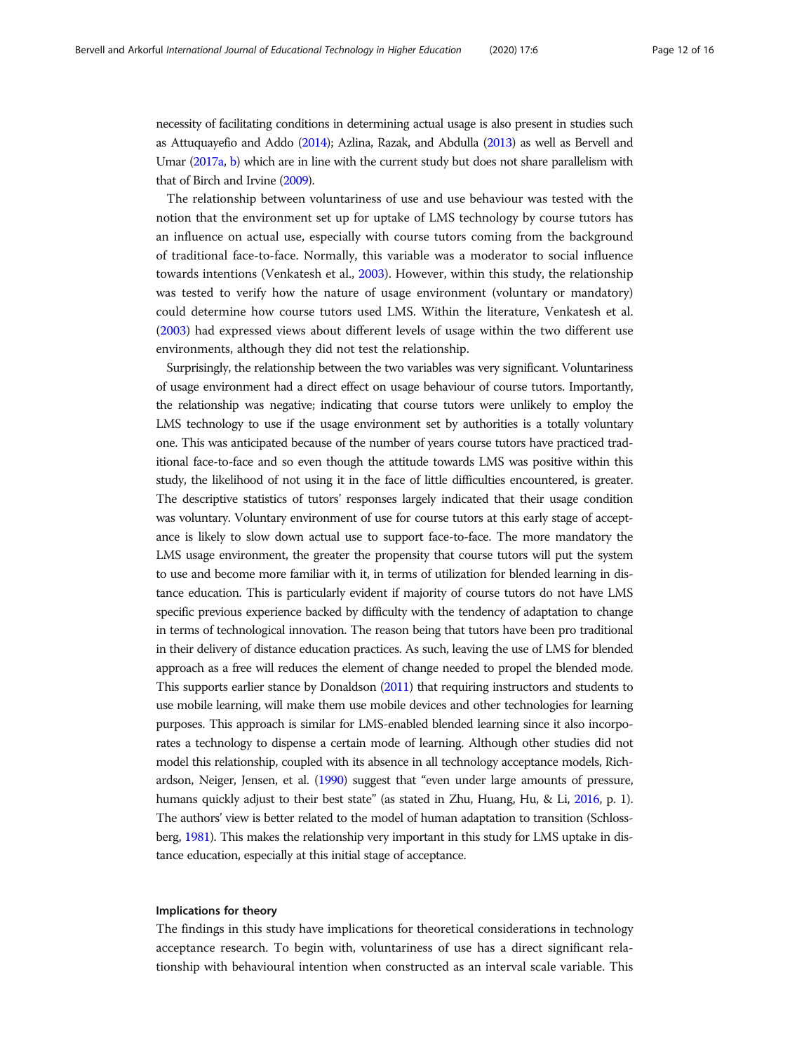necessity of facilitating conditions in determining actual usage is also present in studies such as Attuquayefio and Addo (2014); Azlina, Razak, and Abdulla (2013) as well as Bervell and Umar (2017a, b) which are in line with the current study but does not share parallelism with that of Birch and Irvine (2009).

The relationship between voluntariness of use and use behaviour was tested with the notion that the environment set up for uptake of LMS technology by course tutors has an influence on actual use, especially with course tutors coming from the background of traditional face-to-face. Normally, this variable was a moderator to social influence towards intentions (Venkatesh et al., 2003). However, within this study, the relationship was tested to verify how the nature of usage environment (voluntary or mandatory) could determine how course tutors used LMS. Within the literature, Venkatesh et al. (2003) had expressed views about different levels of usage within the two different use environments, although they did not test the relationship.

Surprisingly, the relationship between the two variables was very significant. Voluntariness of usage environment had a direct effect on usage behaviour of course tutors. Importantly, the relationship was negative; indicating that course tutors were unlikely to employ the LMS technology to use if the usage environment set by authorities is a totally voluntary one. This was anticipated because of the number of years course tutors have practiced traditional face-to-face and so even though the attitude towards LMS was positive within this study, the likelihood of not using it in the face of little difficulties encountered, is greater. The descriptive statistics of tutors' responses largely indicated that their usage condition was voluntary. Voluntary environment of use for course tutors at this early stage of acceptance is likely to slow down actual use to support face-to-face. The more mandatory the LMS usage environment, the greater the propensity that course tutors will put the system to use and become more familiar with it, in terms of utilization for blended learning in distance education. This is particularly evident if majority of course tutors do not have LMS specific previous experience backed by difficulty with the tendency of adaptation to change in terms of technological innovation. The reason being that tutors have been pro traditional in their delivery of distance education practices. As such, leaving the use of LMS for blended approach as a free will reduces the element of change needed to propel the blended mode. This supports earlier stance by Donaldson (2011) that requiring instructors and students to use mobile learning, will make them use mobile devices and other technologies for learning purposes. This approach is similar for LMS-enabled blended learning since it also incorporates a technology to dispense a certain mode of learning. Although other studies did not model this relationship, coupled with its absence in all technology acceptance models, Richardson, Neiger, Jensen, et al. (1990) suggest that "even under large amounts of pressure, humans quickly adjust to their best state" (as stated in Zhu, Huang, Hu, & Li, 2016, p. 1). The authors' view is better related to the model of human adaptation to transition (Schlossberg, 1981). This makes the relationship very important in this study for LMS uptake in distance education, especially at this initial stage of acceptance.

### Implications for theory

The findings in this study have implications for theoretical considerations in technology acceptance research. To begin with, voluntariness of use has a direct significant relationship with behavioural intention when constructed as an interval scale variable. This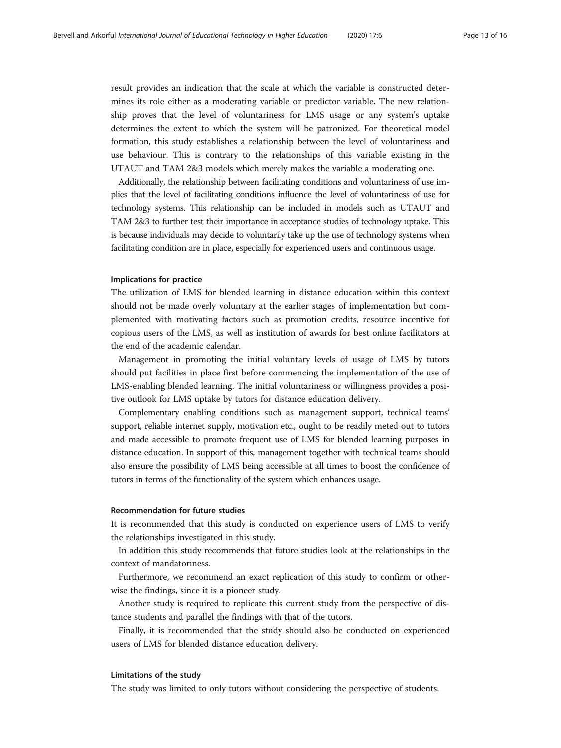result provides an indication that the scale at which the variable is constructed determines its role either as a moderating variable or predictor variable. The new relationship proves that the level of voluntariness for LMS usage or any system's uptake determines the extent to which the system will be patronized. For theoretical model formation, this study establishes a relationship between the level of voluntariness and use behaviour. This is contrary to the relationships of this variable existing in the UTAUT and TAM 2&3 models which merely makes the variable a moderating one.

Additionally, the relationship between facilitating conditions and voluntariness of use implies that the level of facilitating conditions influence the level of voluntariness of use for technology systems. This relationship can be included in models such as UTAUT and TAM 2&3 to further test their importance in acceptance studies of technology uptake. This is because individuals may decide to voluntarily take up the use of technology systems when facilitating condition are in place, especially for experienced users and continuous usage.

### Implications for practice

The utilization of LMS for blended learning in distance education within this context should not be made overly voluntary at the earlier stages of implementation but complemented with motivating factors such as promotion credits, resource incentive for copious users of the LMS, as well as institution of awards for best online facilitators at the end of the academic calendar.

Management in promoting the initial voluntary levels of usage of LMS by tutors should put facilities in place first before commencing the implementation of the use of LMS-enabling blended learning. The initial voluntariness or willingness provides a positive outlook for LMS uptake by tutors for distance education delivery.

Complementary enabling conditions such as management support, technical teams' support, reliable internet supply, motivation etc., ought to be readily meted out to tutors and made accessible to promote frequent use of LMS for blended learning purposes in distance education. In support of this, management together with technical teams should also ensure the possibility of LMS being accessible at all times to boost the confidence of tutors in terms of the functionality of the system which enhances usage.

### Recommendation for future studies

It is recommended that this study is conducted on experience users of LMS to verify the relationships investigated in this study.

In addition this study recommends that future studies look at the relationships in the context of mandatoriness.

Furthermore, we recommend an exact replication of this study to confirm or otherwise the findings, since it is a pioneer study.

Another study is required to replicate this current study from the perspective of distance students and parallel the findings with that of the tutors.

Finally, it is recommended that the study should also be conducted on experienced users of LMS for blended distance education delivery.

### Limitations of the study

The study was limited to only tutors without considering the perspective of students.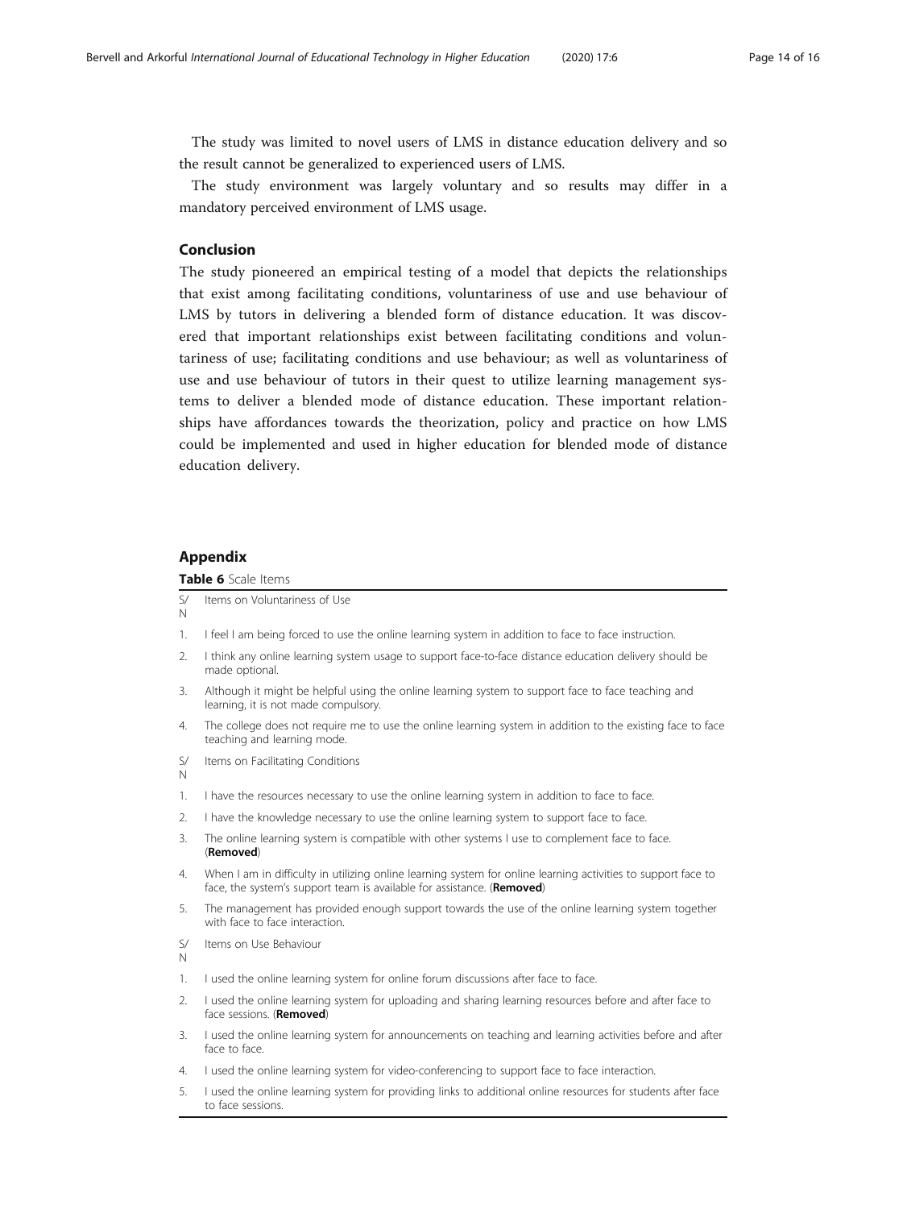The study was limited to novel users of LMS in distance education delivery and so the result cannot be generalized to experienced users of LMS.

The study environment was largely voluntary and so results may differ in a mandatory perceived environment of LMS usage.

## Conclusion

The study pioneered an empirical testing of a model that depicts the relationships that exist among facilitating conditions, voluntariness of use and use behaviour of LMS by tutors in delivering a blended form of distance education. It was discovered that important relationships exist between facilitating conditions and voluntariness of use; facilitating conditions and use behaviour; as well as voluntariness of use and use behaviour of tutors in their quest to utilize learning management systems to deliver a blended mode of distance education. These important relationships have affordances towards the theorization, policy and practice on how LMS could be implemented and used in higher education for blended mode of distance education delivery.

## Appendix

**Table 6** Scale Items

| S/N | Items on Voluntariness of Use |
|---|---|
| 1. | I feel I am being forced to use the online learning system in addition to face to face instruction. |
| 2. | I think any online learning system usage to support face-to-face distance education delivery should be made optional. |
| 3. | Although it might be helpful using the online learning system to support face to face teaching and learning, it is not made compulsory. |
| 4. | The college does not require me to use the online learning system in addition to the existing face to face teaching and learning mode. |
| S/N | Items on Facilitating Conditions |
| 1. | I have the resources necessary to use the online learning system in addition to face to face. |
| 2. | I have the knowledge necessary to use the online learning system to support face to face. |
| 3. | The online learning system is compatible with other systems I use to complement face to face. (**Removed**) |
| 4. | When I am in difficulty in utilizing online learning system for online learning activities to support face to face, the system's support team is available for assistance. (**Removed**) |
| 5. | The management has provided enough support towards the use of the online learning system together with face to face interaction. |
| S/N | Items on Use Behaviour |
| 1. | I used the online learning system for online forum discussions after face to face. |
| 2. | I used the online learning system for uploading and sharing learning resources before and after face to face sessions. (**Removed**) |
| 3. | I used the online learning system for announcements on teaching and learning activities before and after face to face. |
| 4. | I used the online learning system for video-conferencing to support face to face interaction. |
| 5. | I used the online learning system for providing links to additional online resources for students after face to face sessions. |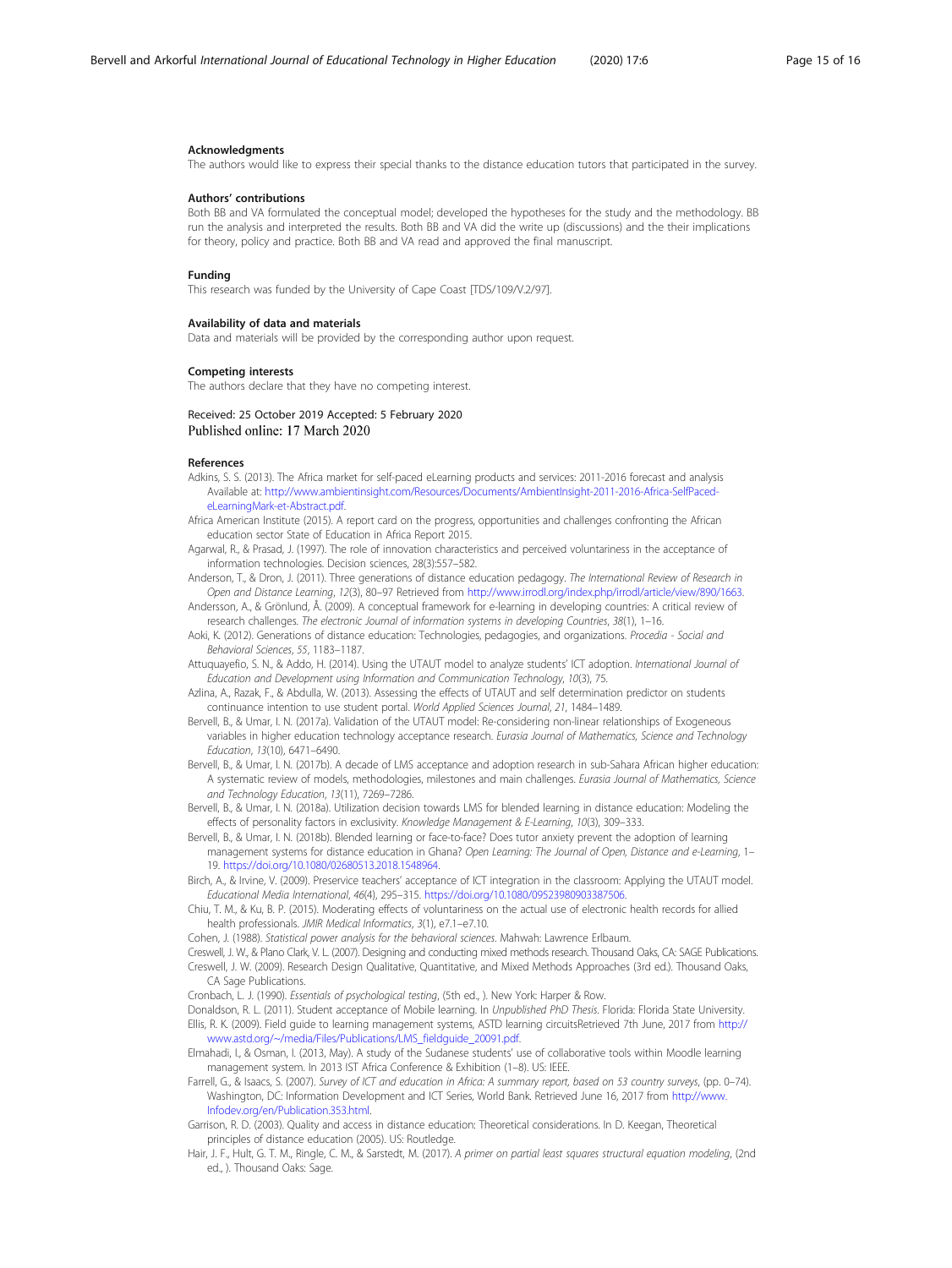## Acknowledgments

The authors would like to express their special thanks to the distance education tutors that participated in the survey.

## Authors' contributions

Both BB and VA formulated the conceptual model; developed the hypotheses for the study and the methodology. BB run the analysis and interpreted the results. Both BB and VA did the write up (discussions) and the their implications for theory, policy and practice. Both BB and VA read and approved the final manuscript.

## Funding

This research was funded by the University of Cape Coast [TDS/109/V.2/97].

## Availability of data and materials

Data and materials will be provided by the corresponding author upon request.

## Competing interests

The authors declare that they have no competing interest.

Received: 25 October 2019 Accepted: 5 February 2020
Published online: 17 March 2020

## References

Adkins, S. S. (2013). The Africa market for self-paced eLearning products and services: 2011-2016 forecast and analysis Available at: http://www.ambientinsight.com/Resources/Documents/AmbientInsight-2011-2016-Africa-SelfPaced-eLearningMark-et-Abstract.pdf.

Africa American Institute (2015). A report card on the progress, opportunities and challenges confronting the African education sector State of Education in Africa Report 2015.

Agarwal, R., & Prasad, J. (1997). The role of innovation characteristics and perceived voluntariness in the acceptance of information technologies. Decision sciences, 28(3):557–582.

Anderson, T., & Dron, J. (2011). Three generations of distance education pedagogy. *The International Review of Research in Open and Distance Learning*, *12*(3), 80–97 Retrieved from http://www.irrodl.org/index.php/irrodl/article/view/890/1663.

Andersson, A., & Grönlund, Å. (2009). A conceptual framework for e-learning in developing countries: A critical review of research challenges. *The electronic Journal of information systems in developing Countries*, *38*(1), 1–16.

Aoki, K. (2012). Generations of distance education: Technologies, pedagogies, and organizations. *Procedia - Social and Behavioral Sciences*, *55*, 1183–1187.

Attuquayefio, S. N., & Addo, H. (2014). Using the UTAUT model to analyze students' ICT adoption. *International Journal of Education and Development using Information and Communication Technology*, *10*(3), 75.

Azlina, A., Razak, F., & Abdulla, W. (2013). Assessing the effects of UTAUT and self determination predictor on students continuance intention to use student portal. *World Applied Sciences Journal*, *21*, 1484–1489.

Bervell, B., & Umar, I. N. (2017a). Validation of the UTAUT model: Re-considering non-linear relationships of Exogeneous variables in higher education technology acceptance research. *Eurasia Journal of Mathematics, Science and Technology Education*, *13*(10), 6471–6490.

Bervell, B., & Umar, I. N. (2017b). A decade of LMS acceptance and adoption research in sub-Sahara African higher education: A systematic review of models, methodologies, milestones and main challenges. *Eurasia Journal of Mathematics, Science and Technology Education*, *13*(11), 7269–7286.

Bervell, B., & Umar, I. N. (2018a). Utilization decision towards LMS for blended learning in distance education: Modeling the effects of personality factors in exclusivity. *Knowledge Management & E-Learning*, *10*(3), 309–333.

Bervell, B., & Umar, I. N. (2018b). Blended learning or face-to-face? Does tutor anxiety prevent the adoption of learning management systems for distance education in Ghana? *Open Learning: The Journal of Open, Distance and e-Learning*, 1–19. https://doi.org/10.1080/02680513.2018.1548964.

Birch, A., & Irvine, V. (2009). Preservice teachers' acceptance of ICT integration in the classroom: Applying the UTAUT model. *Educational Media International*, *46*(4), 295–315. https://doi.org/10.1080/09523980903387506.

Chiu, T. M., & Ku, B. P. (2015). Moderating effects of voluntariness on the actual use of electronic health records for allied health professionals. *JMIR Medical Informatics*, *3*(1), e7.1–e7.10.

Cohen, J. (1988). *Statistical power analysis for the behavioral sciences*. Mahwah: Lawrence Erlbaum.

Creswell, J. W., & Plano Clark, V. L. (2007). Designing and conducting mixed methods research. Thousand Oaks, CA: SAGE Publications.

Creswell, J. W. (2009). Research Design Qualitative, Quantitative, and Mixed Methods Approaches (3rd ed.). Thousand Oaks, CA Sage Publications.

Cronbach, L. J. (1990). *Essentials of psychological testing*, (5th ed., ). New York: Harper & Row.

Donaldson, R. L. (2011). Student acceptance of Mobile learning. In *Unpublished PhD Thesis*. Florida: Florida State University.

Ellis, R. K. (2009). Field guide to learning management systems, ASTD learning circuitsRetrieved 7th June, 2017 from http://www.astd.org/~/media/Files/Publications/LMS_fieldguide_20091.pdf.

Elmahadi, I., & Osman, I. (2013, May). A study of the Sudanese students' use of collaborative tools within Moodle learning management system. In 2013 IST Africa Conference & Exhibition (1–8). US: IEEE.

Farrell, G., & Isaacs, S. (2007). *Survey of ICT and education in Africa: A summary report, based on 53 country surveys*, (pp. 0–74). Washington, DC: Information Development and ICT Series, World Bank. Retrieved June 16, 2017 from http://www.Infodev.org/en/Publication.353.html.

Garrison, R. D. (2003). Quality and access in distance education: Theoretical considerations. In D. Keegan, Theoretical principles of distance education (2005). US: Routledge.

Hair, J. F., Hult, G. T. M., Ringle, C. M., & Sarstedt, M. (2017). *A primer on partial least squares structural equation modeling*, (2nd ed., ). Thousand Oaks: Sage.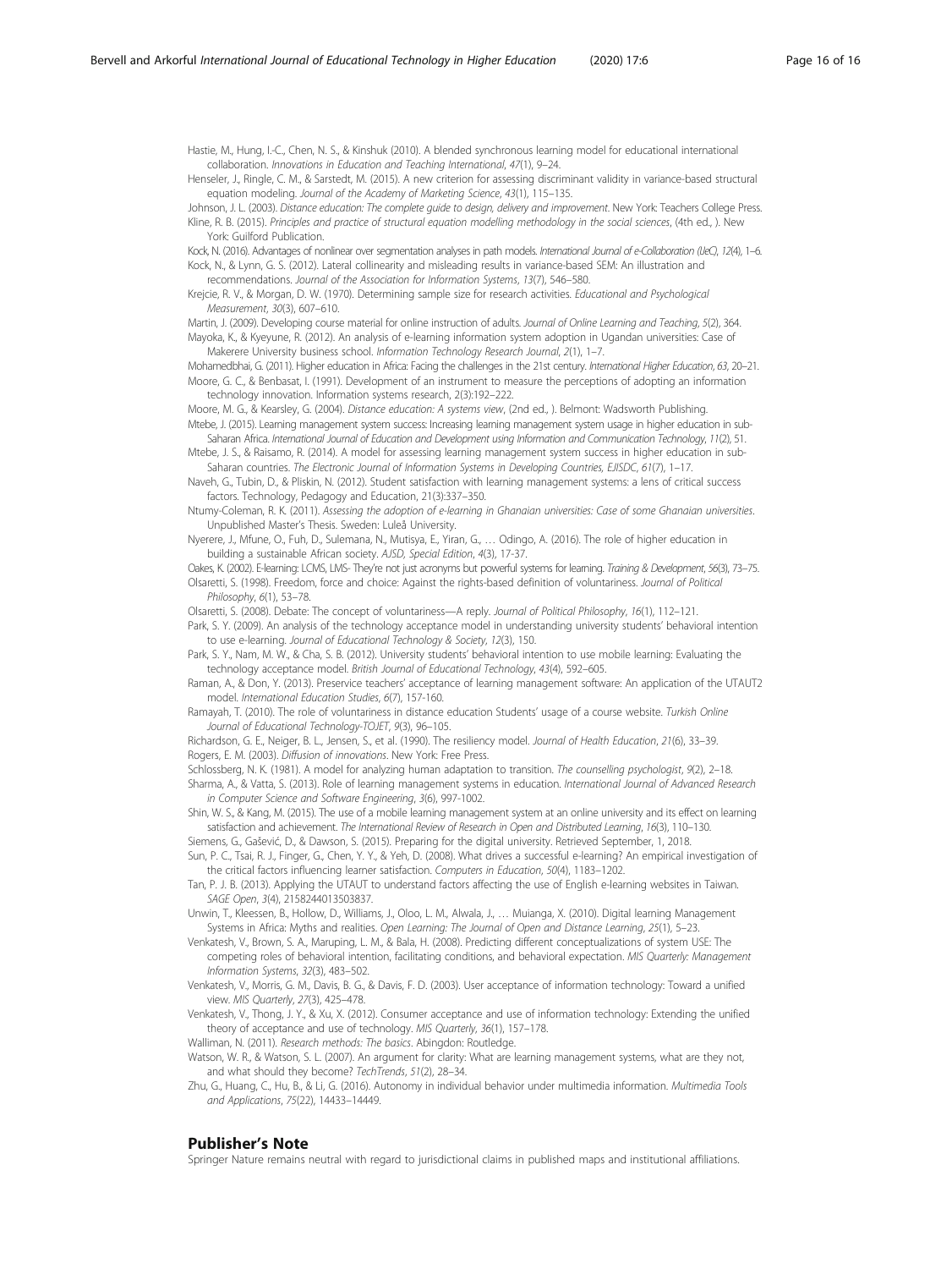Hastie, M., Hung, I.-C., Chen, N. S., & Kinshuk (2010). A blended synchronous learning model for educational international collaboration. *Innovations in Education and Teaching International*, *47*(1), 9–24.

Henseler, J., Ringle, C. M., & Sarstedt, M. (2015). A new criterion for assessing discriminant validity in variance-based structural equation modeling. *Journal of the Academy of Marketing Science*, *43*(1), 115–135.

Johnson, J. L. (2003). *Distance education: The complete guide to design, delivery and improvement*. New York: Teachers College Press.

Kline, R. B. (2015). *Principles and practice of structural equation modelling methodology in the social sciences*, (4th ed., ). New York: Guilford Publication.

Kock, N. (2016). Advantages of nonlinear over segmentation analyses in path models. *International Journal of e-Collaboration (IJeC)*, *12*(4), 1–6.

Kock, N., & Lynn, G. S. (2012). Lateral collinearity and misleading results in variance-based SEM: An illustration and recommendations. *Journal of the Association for Information Systems*, *13*(7), 546–580.

Krejcie, R. V., & Morgan, D. W. (1970). Determining sample size for research activities. *Educational and Psychological Measurement*, *30*(3), 607–610.

Martin, J. (2009). Developing course material for online instruction of adults. *Journal of Online Learning and Teaching*, *5*(2), 364.

Mayoka, K., & Kyeyune, R. (2012). An analysis of e-learning information system adoption in Ugandan universities: Case of Makerere University business school. *Information Technology Research Journal*, *2*(1), 1–7.

Mohamedbhai, G. (2011). Higher education in Africa: Facing the challenges in the 21st century. *International Higher Education*, *63*, 20–21.

Moore, G. C., & Benbasat, I. (1991). Development of an instrument to measure the perceptions of adopting an information technology innovation. Information systems research, 2(3):192–222.

Moore, M. G., & Kearsley, G. (2004). *Distance education: A systems view*, (2nd ed., ). Belmont: Wadsworth Publishing.

Mtebe, J. (2015). Learning management system success: Increasing learning management system usage in higher education in sub-Saharan Africa. *International Journal of Education and Development using Information and Communication Technology*, *11*(2), 51.

Mtebe, J. S., & Raisamo, R. (2014). A model for assessing learning management system success in higher education in sub-Saharan countries. *The Electronic Journal of Information Systems in Developing Countries, EJISDC*, *61*(7), 1–17.

Naveh, G., Tubin, D., & Pliskin, N. (2012). Student satisfaction with learning management systems: a lens of critical success factors. Technology, Pedagogy and Education, 21(3):337–350.

Ntumy-Coleman, R. K. (2011). *Assessing the adoption of e-learning in Ghanaian universities: Case of some Ghanaian universities*. Unpublished Master's Thesis. Sweden: Luleå University.

Nyerere, J., Mfune, O., Fuh, D., Sulemana, N., Mutisya, E., Yiran, G., … Odingo, A. (2016). The role of higher education in building a sustainable African society. *AJSD, Special Edition*, *4*(3), 17-37.

Oakes, K. (2002). E-learning: LCMS, LMS- They're not just acronyms but powerful systems for learning. *Training & Development*, *56*(3), 73–75.

Olsaretti, S. (1998). Freedom, force and choice: Against the rights-based definition of voluntariness. *Journal of Political Philosophy*, *6*(1), 53–78.

Olsaretti, S. (2008). Debate: The concept of voluntariness—A reply. *Journal of Political Philosophy*, *16*(1), 112–121.

Park, S. Y. (2009). An analysis of the technology acceptance model in understanding university students' behavioral intention to use e-learning. *Journal of Educational Technology & Society*, *12*(3), 150.

Park, S. Y., Nam, M. W., & Cha, S. B. (2012). University students' behavioral intention to use mobile learning: Evaluating the technology acceptance model. *British Journal of Educational Technology*, *43*(4), 592–605.

Raman, A., & Don, Y. (2013). Preservice teachers' acceptance of learning management software: An application of the UTAUT2 model. *International Education Studies*, *6*(7), 157-160.

Ramayah, T. (2010). The role of voluntariness in distance education Students' usage of a course website. *Turkish Online Journal of Educational Technology-TOJET*, *9*(3), 96–105.

Richardson, G. E., Neiger, B. L., Jensen, S., et al. (1990). The resiliency model. *Journal of Health Education*, *21*(6), 33–39.

Rogers, E. M. (2003). *Diffusion of innovations*. New York: Free Press.

Schlossberg, N. K. (1981). A model for analyzing human adaptation to transition. *The counselling psychologist*, *9*(2), 2–18.

Sharma, A., & Vatta, S. (2013). Role of learning management systems in education. *International Journal of Advanced Research in Computer Science and Software Engineering*, *3*(6), 997-1002.

Shin, W. S., & Kang, M. (2015). The use of a mobile learning management system at an online university and its effect on learning satisfaction and achievement. *The International Review of Research in Open and Distributed Learning*, *16*(3), 110–130.

Siemens, G., Gašević, D., & Dawson, S. (2015). Preparing for the digital university. Retrieved September, 1, 2018.

Sun, P. C., Tsai, R. J., Finger, G., Chen, Y. Y., & Yeh, D. (2008). What drives a successful e-learning? An empirical investigation of the critical factors influencing learner satisfaction. *Computers in Education*, *50*(4), 1183–1202.

Tan, P. J. B. (2013). Applying the UTAUT to understand factors affecting the use of English e-learning websites in Taiwan. *SAGE Open*, *3*(4), 2158244013503837.

Unwin, T., Kleessen, B., Hollow, D., Williams, J., Oloo, L. M., Alwala, J., … Muianga, X. (2010). Digital learning Management Systems in Africa: Myths and realities. *Open Learning: The Journal of Open and Distance Learning*, *25*(1), 5–23.

Venkatesh, V., Brown, S. A., Maruping, L. M., & Bala, H. (2008). Predicting different conceptualizations of system USE: The competing roles of behavioral intention, facilitating conditions, and behavioral expectation. *MIS Quarterly: Management Information Systems*, *32*(3), 483–502.

Venkatesh, V., Morris, G. M., Davis, B. G., & Davis, F. D. (2003). User acceptance of information technology: Toward a unified view. *MIS Quarterly*, *27*(3), 425–478.

Venkatesh, V., Thong, J. Y., & Xu, X. (2012). Consumer acceptance and use of information technology: Extending the unified theory of acceptance and use of technology. *MIS Quarterly*, *36*(1), 157–178.

Walliman, N. (2011). *Research methods: The basics*. Abingdon: Routledge.

Watson, W. R., & Watson, S. L. (2007). An argument for clarity: What are learning management systems, what are they not, and what should they become? *TechTrends*, *51*(2), 28–34.

Zhu, G., Huang, C., Hu, B., & Li, G. (2016). Autonomy in individual behavior under multimedia information. *Multimedia Tools and Applications*, *75*(22), 14433–14449.

## Publisher's Note

Springer Nature remains neutral with regard to jurisdictional claims in published maps and institutional affiliations.